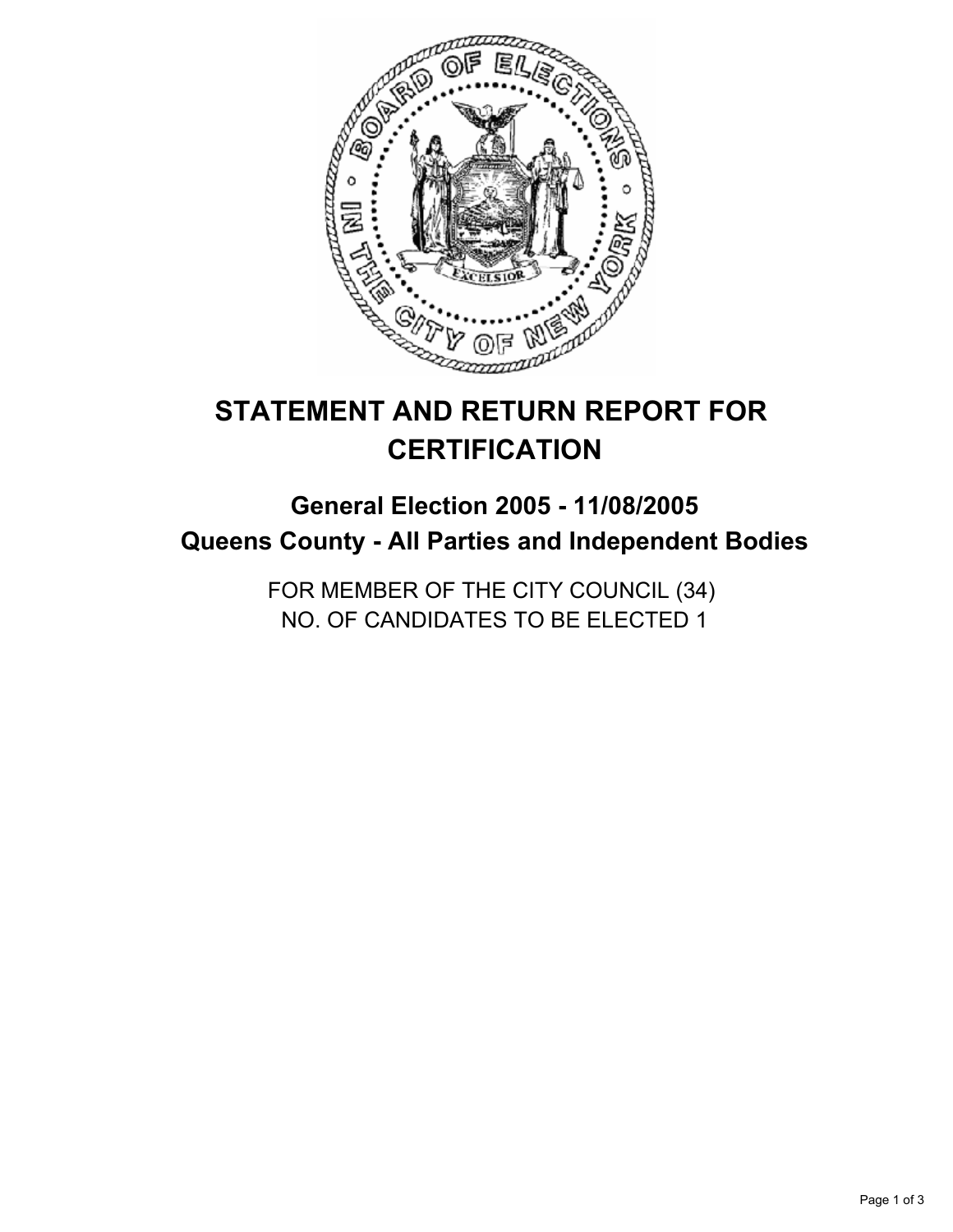# STATEMENT AND RETURN REPORT FOR CERTIFICATION

## General Election 2005 - 11/08/2005
## Queens County - All Parties and Independent Bodies

FOR MEMBER OF THE CITY COUNCIL (34)
NO. OF CANDIDATES TO BE ELECTED 1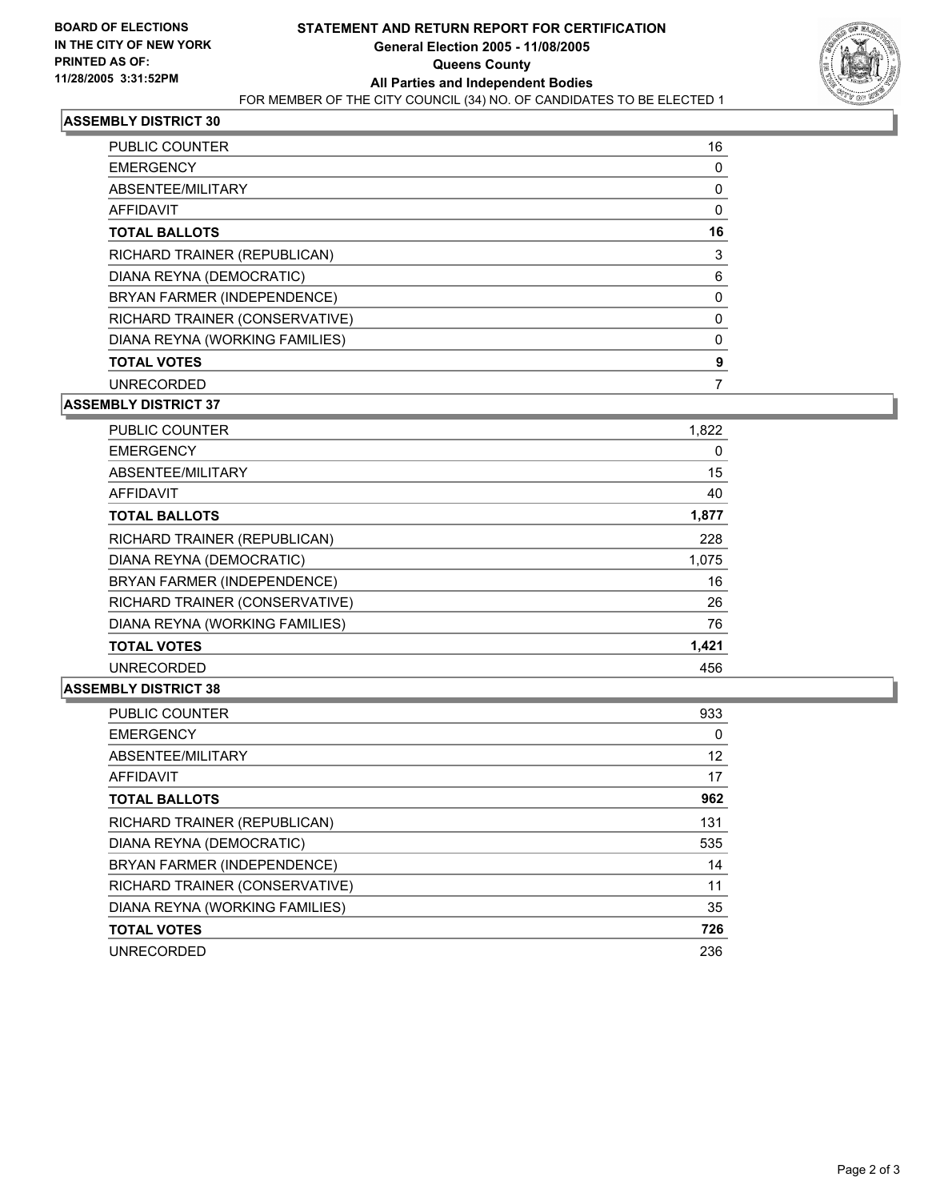**BOARD OF ELECTIONS**
**IN THE CITY OF NEW YORK**
**PRINTED AS OF:**
**11/28/2005 3:31:52PM**

# STATEMENT AND RETURN REPORT FOR CERTIFICATION
## General Election 2005 - 11/08/2005
## Queens County
## All Parties and Independent Bodies

FOR MEMBER OF THE CITY COUNCIL (34) NO. OF CANDIDATES TO BE ELECTED 1

### ASSEMBLY DISTRICT 30

| | |
|---|---|
| PUBLIC COUNTER | 16 |
| EMERGENCY | 0 |
| ABSENTEE/MILITARY | 0 |
| AFFIDAVIT | 0 |
| **TOTAL BALLOTS** | **16** |
| RICHARD TRAINER (REPUBLICAN) | 3 |
| DIANA REYNA (DEMOCRATIC) | 6 |
| BRYAN FARMER (INDEPENDENCE) | 0 |
| RICHARD TRAINER (CONSERVATIVE) | 0 |
| DIANA REYNA (WORKING FAMILIES) | 0 |
| **TOTAL VOTES** | **9** |
| UNRECORDED | 7 |

### ASSEMBLY DISTRICT 37

| | |
|---|---|
| PUBLIC COUNTER | 1,822 |
| EMERGENCY | 0 |
| ABSENTEE/MILITARY | 15 |
| AFFIDAVIT | 40 |
| **TOTAL BALLOTS** | **1,877** |
| RICHARD TRAINER (REPUBLICAN) | 228 |
| DIANA REYNA (DEMOCRATIC) | 1,075 |
| BRYAN FARMER (INDEPENDENCE) | 16 |
| RICHARD TRAINER (CONSERVATIVE) | 26 |
| DIANA REYNA (WORKING FAMILIES) | 76 |
| **TOTAL VOTES** | **1,421** |
| UNRECORDED | 456 |

### ASSEMBLY DISTRICT 38

| | |
|---|---|
| PUBLIC COUNTER | 933 |
| EMERGENCY | 0 |
| ABSENTEE/MILITARY | 12 |
| AFFIDAVIT | 17 |
| **TOTAL BALLOTS** | **962** |
| RICHARD TRAINER (REPUBLICAN) | 131 |
| DIANA REYNA (DEMOCRATIC) | 535 |
| BRYAN FARMER (INDEPENDENCE) | 14 |
| RICHARD TRAINER (CONSERVATIVE) | 11 |
| DIANA REYNA (WORKING FAMILIES) | 35 |
| **TOTAL VOTES** | **726** |
| UNRECORDED | 236 |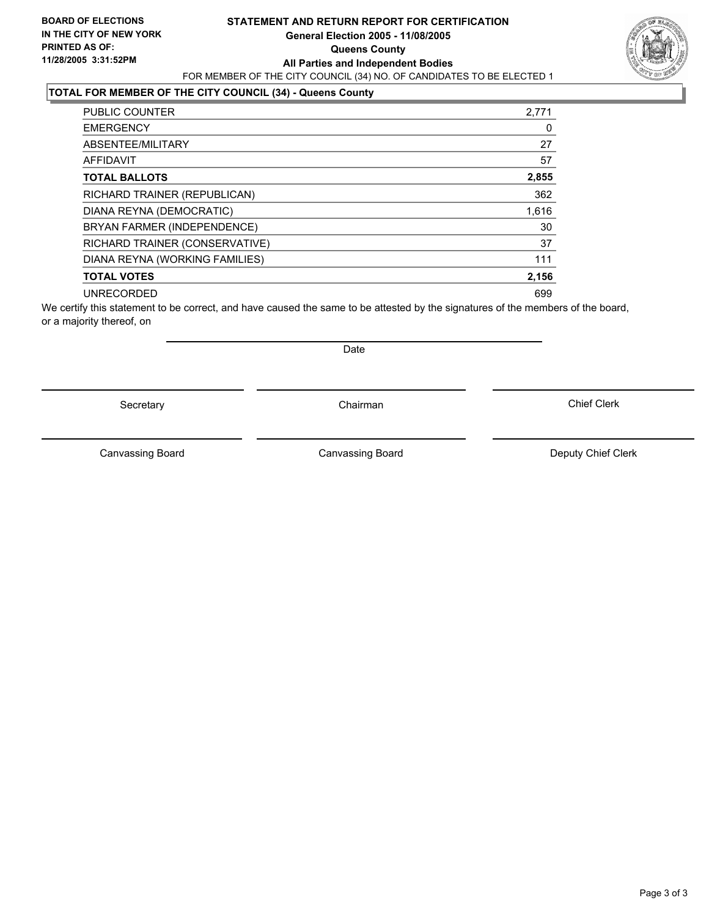**BOARD OF ELECTIONS**
**IN THE CITY OF NEW YORK**
**PRINTED AS OF:**
**11/28/2005 3:31:52PM**

# STATEMENT AND RETURN REPORT FOR CERTIFICATION

**General Election 2005 - 11/08/2005**

**Queens County**

**All Parties and Independent Bodies**

FOR MEMBER OF THE CITY COUNCIL (34) NO. OF CANDIDATES TO BE ELECTED 1

## TOTAL FOR MEMBER OF THE CITY COUNCIL (34) - Queens County

| | |
|---|---|
| PUBLIC COUNTER | 2,771 |
| EMERGENCY | 0 |
| ABSENTEE/MILITARY | 27 |
| AFFIDAVIT | 57 |
| **TOTAL BALLOTS** | **2,855** |
| RICHARD TRAINER (REPUBLICAN) | 362 |
| DIANA REYNA (DEMOCRATIC) | 1,616 |
| BRYAN FARMER (INDEPENDENCE) | 30 |
| RICHARD TRAINER (CONSERVATIVE) | 37 |
| DIANA REYNA (WORKING FAMILIES) | 111 |
| **TOTAL VOTES** | **2,156** |
| UNRECORDED | 699 |

We certify this statement to be correct, and have caused the same to be attested by the signatures of the members of the board, or a majority thereof, on

Date

Secretary

Chairman

Chief Clerk

Canvassing Board

Canvassing Board

Deputy Chief Clerk